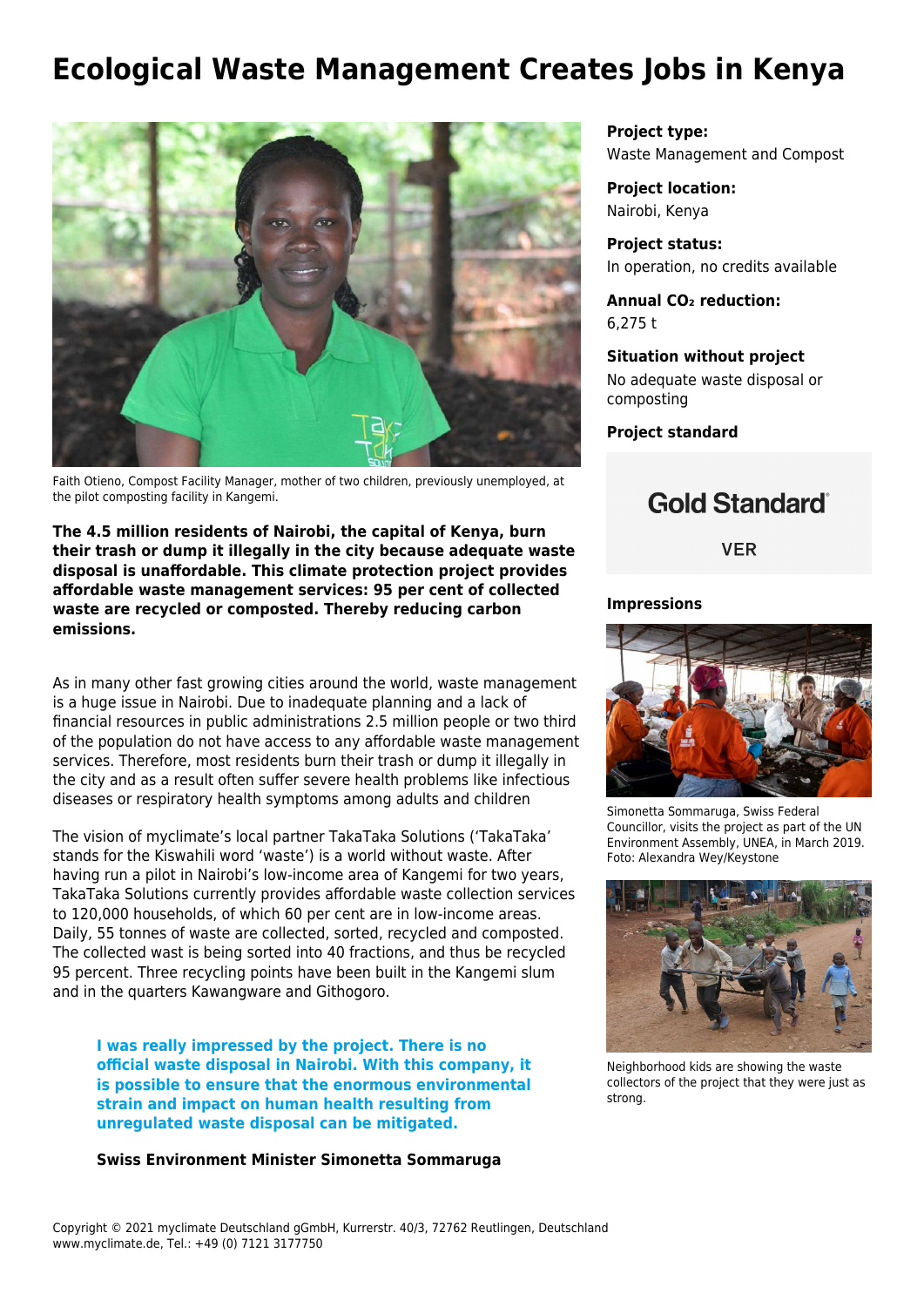# Ecological Waste Management Creates Jobs in Kenya

Faith Otieno, Compost Facility Manager, mother of two children, previously unemployed, at the pilot composting facility in Kangemi.

**The 4.5 million residents of Nairobi, the capital of Kenya, burn their trash or dump it illegally in the city because adequate waste disposal is unaffordable. This climate protection project provides affordable waste management services: 95 per cent of collected waste are recycled or composted. Thereby reducing carbon emissions.**

As in many other fast growing cities around the world, waste management is a huge issue in Nairobi. Due to inadequate planning and a lack of financial resources in public administrations 2.5 million people or two third of the population do not have access to any affordable waste management services. Therefore, most residents burn their trash or dump it illegally in the city and as a result often suffer severe health problems like infectious diseases or respiratory health symptoms among adults and children

The vision of myclimate's local partner TakaTaka Solutions ('TakaTaka' stands for the Kiswahili word 'waste') is a world without waste. After having run a pilot in Nairobi's low-income area of Kangemi for two years, TakaTaka Solutions currently provides affordable waste collection services to 120,000 households, of which 60 per cent are in low-income areas. Daily, 55 tonnes of waste are collected, sorted, recycled and composted. The collected wast is being sorted into 40 fractions, and thus be recycled 95 percent. Three recycling points have been built in the Kangemi slum and in the quarters Kawangware and Githogoro.

> **I was really impressed by the project. There is no official waste disposal in Nairobi. With this company, it is possible to ensure that the enormous environmental strain and impact on human health resulting from unregulated waste disposal can be mitigated.**
>
> **Swiss Environment Minister Simonetta Sommaruga**

**Project type:**
Waste Management and Compost

**Project location:**
Nairobi, Kenya

**Project status:**
In operation, no credits available

**Annual $CO_2$ reduction:**
6,275 t

**Situation without project**
No adequate waste disposal or composting

**Project standard**

Gold Standard®
VER

**Impressions**

Simonetta Sommaruga, Swiss Federal Councillor, visits the project as part of the UN Environment Assembly, UNEA, in March 2019. Foto: Alexandra Wey/Keystone

Neighborhood kids are showing the waste collectors of the project that they were just as strong.

Copyright © 2021 myclimate Deutschland gGmbH, Kurrerstr. 40/3, 72762 Reutlingen, Deutschland
www.myclimate.de, Tel.: +49 (0) 7121 3177750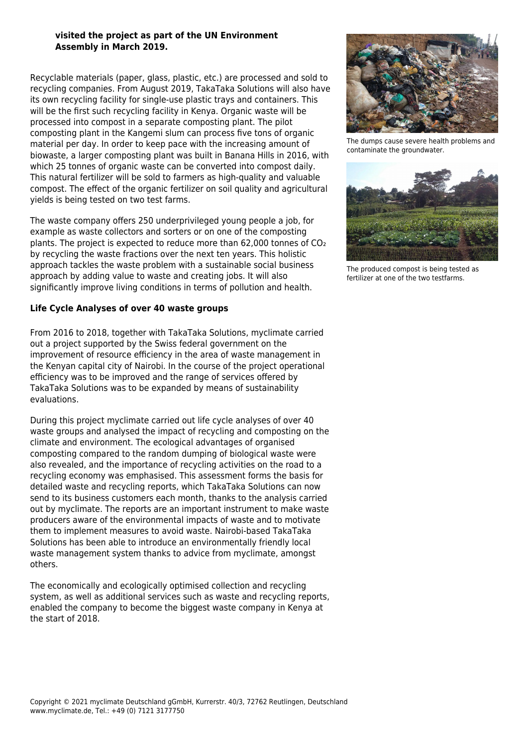**visited the project as part of the UN Environment Assembly in March 2019.**

Recyclable materials (paper, glass, plastic, etc.) are processed and sold to recycling companies. From August 2019, TakaTaka Solutions will also have its own recycling facility for single-use plastic trays and containers. This will be the first such recycling facility in Kenya. Organic waste will be processed into compost in a separate composting plant. The pilot composting plant in the Kangemi slum can process five tons of organic material per day. In order to keep pace with the increasing amount of biowaste, a larger composting plant was built in Banana Hills in 2016, with which 25 tonnes of organic waste can be converted into compost daily. This natural fertilizer will be sold to farmers as high-quality and valuable compost. The effect of the organic fertilizer on soil quality and agricultural yields is being tested on two test farms.

The waste company offers 250 underprivileged young people a job, for example as waste collectors and sorters or on one of the composting plants. The project is expected to reduce more than 62,000 tonnes of $CO_2$ by recycling the waste fractions over the next ten years. This holistic approach tackles the waste problem with a sustainable social business approach by adding value to waste and creating jobs. It will also significantly improve living conditions in terms of pollution and health.

The dumps cause severe health problems and contaminate the groundwater.

The produced compost is being tested as fertilizer at one of the two testfarms.

**Life Cycle Analyses of over 40 waste groups**

From 2016 to 2018, together with TakaTaka Solutions, myclimate carried out a project supported by the Swiss federal government on the improvement of resource efficiency in the area of waste management in the Kenyan capital city of Nairobi. In the course of the project operational efficiency was to be improved and the range of services offered by TakaTaka Solutions was to be expanded by means of sustainability evaluations.

During this project myclimate carried out life cycle analyses of over 40 waste groups and analysed the impact of recycling and composting on the climate and environment. The ecological advantages of organised composting compared to the random dumping of biological waste were also revealed, and the importance of recycling activities on the road to a recycling economy was emphasised. This assessment forms the basis for detailed waste and recycling reports, which TakaTaka Solutions can now send to its business customers each month, thanks to the analysis carried out by myclimate. The reports are an important instrument to make waste producers aware of the environmental impacts of waste and to motivate them to implement measures to avoid waste. Nairobi-based TakaTaka Solutions has been able to introduce an environmentally friendly local waste management system thanks to advice from myclimate, amongst others.

The economically and ecologically optimised collection and recycling system, as well as additional services such as waste and recycling reports, enabled the company to become the biggest waste company in Kenya at the start of 2018.

Copyright © 2021 myclimate Deutschland gGmbH, Kurrerstr. 40/3, 72762 Reutlingen, Deutschland
www.myclimate.de, Tel.: +49 (0) 7121 3177750